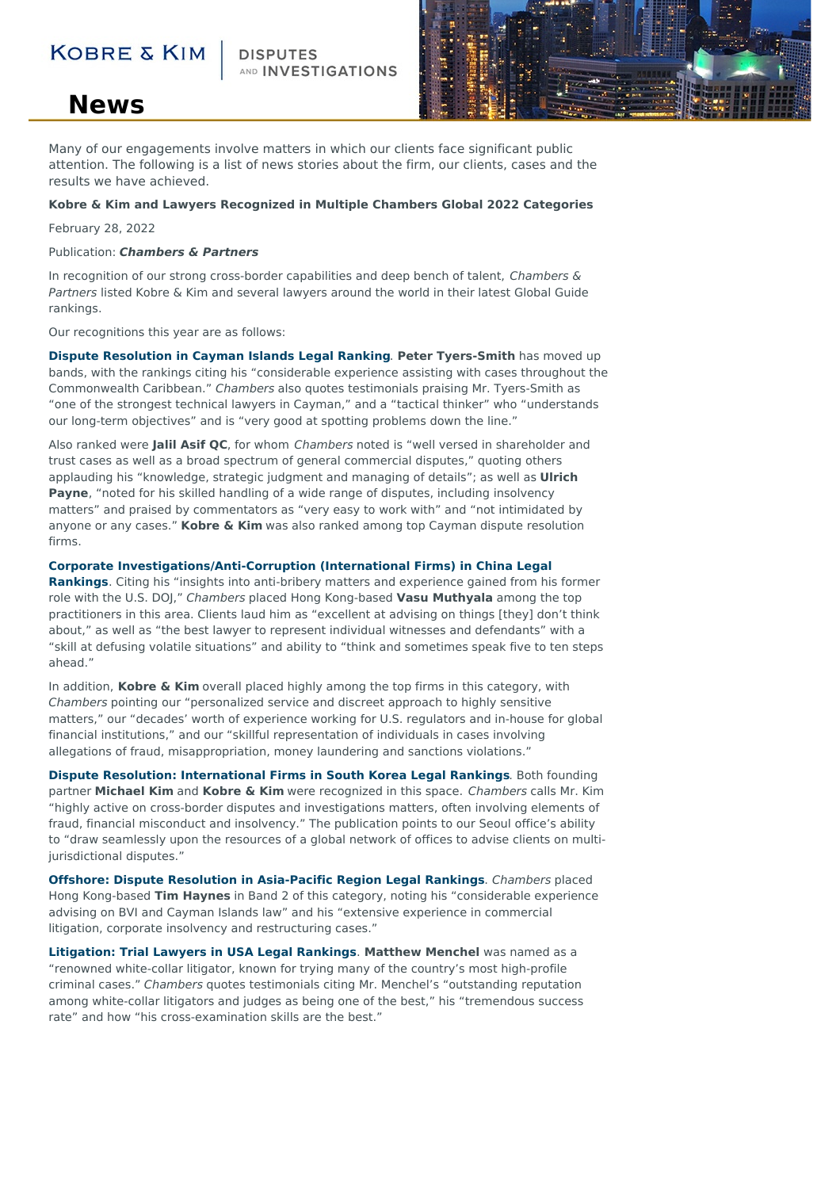KOBRE & KIM | DISPUTES AND INVESTIGATIONS

# News

Many of our engagements involve matters in which our clients face significant public attention. The following is a list of news stories about the firm, our clients, cases and the results we have achieved.

**Kobre & Kim and Lawyers Recognized in Multiple Chambers Global 2022 Categories**

February 28, 2022

Publication: ***Chambers & Partners***

In recognition of our strong cross-border capabilities and deep bench of talent, *Chambers & Partners* listed Kobre & Kim and several lawyers around the world in their latest Global Guide rankings.

Our recognitions this year are as follows:

**Dispute Resolution in Cayman Islands Legal Ranking**. **Peter Tyers-Smith** has moved up bands, with the rankings citing his "considerable experience assisting with cases throughout the Commonwealth Caribbean." *Chambers* also quotes testimonials praising Mr. Tyers-Smith as "one of the strongest technical lawyers in Cayman," and a "tactical thinker" who "understands our long-term objectives" and is "very good at spotting problems down the line."

Also ranked were **Jalil Asif QC**, for whom *Chambers* noted is "well versed in shareholder and trust cases as well as a broad spectrum of general commercial disputes," quoting others applauding his "knowledge, strategic judgment and managing of details"; as well as **Ulrich Payne**, "noted for his skilled handling of a wide range of disputes, including insolvency matters" and praised by commentators as "very easy to work with" and "not intimidated by anyone or any cases." **Kobre & Kim** was also ranked among top Cayman dispute resolution firms.

**Corporate Investigations/Anti-Corruption (International Firms) in China Legal Rankings**. Citing his "insights into anti-bribery matters and experience gained from his former role with the U.S. DOJ," *Chambers* placed Hong Kong-based **Vasu Muthyala** among the top practitioners in this area. Clients laud him as "excellent at advising on things [they] don't think about," as well as "the best lawyer to represent individual witnesses and defendants" with a "skill at defusing volatile situations" and ability to "think and sometimes speak five to ten steps ahead."

In addition, **Kobre & Kim** overall placed highly among the top firms in this category, with *Chambers* pointing our "personalized service and discreet approach to highly sensitive matters," our "decades' worth of experience working for U.S. regulators and in-house for global financial institutions," and our "skillful representation of individuals in cases involving allegations of fraud, misappropriation, money laundering and sanctions violations."

**Dispute Resolution: International Firms in South Korea Legal Rankings**. Both founding partner **Michael Kim** and **Kobre & Kim** were recognized in this space. *Chambers* calls Mr. Kim "highly active on cross-border disputes and investigations matters, often involving elements of fraud, financial misconduct and insolvency." The publication points to our Seoul office's ability to "draw seamlessly upon the resources of a global network of offices to advise clients on multi-jurisdictional disputes."

**Offshore: Dispute Resolution in Asia-Pacific Region Legal Rankings**. *Chambers* placed Hong Kong-based **Tim Haynes** in Band 2 of this category, noting his "considerable experience advising on BVI and Cayman Islands law" and his "extensive experience in commercial litigation, corporate insolvency and restructuring cases."

**Litigation: Trial Lawyers in USA Legal Rankings**. **Matthew Menchel** was named as a "renowned white-collar litigator, known for trying many of the country's most high-profile criminal cases." *Chambers* quotes testimonials citing Mr. Menchel's "outstanding reputation among white-collar litigators and judges as being one of the best," his "tremendous success rate" and how "his cross-examination skills are the best."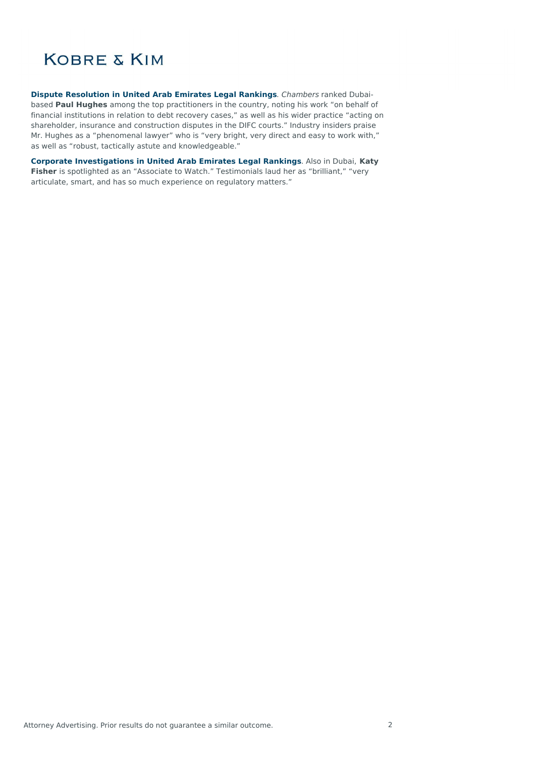**Dispute Resolution in United Arab Emirates Legal Rankings**. *Chambers* ranked Dubai-based **Paul Hughes** among the top practitioners in the country, noting his work "on behalf of financial institutions in relation to debt recovery cases," as well as his wider practice "acting on shareholder, insurance and construction disputes in the DIFC courts." Industry insiders praise Mr. Hughes as a "phenomenal lawyer" who is "very bright, very direct and easy to work with," as well as "robust, tactically astute and knowledgeable."

**Corporate Investigations in United Arab Emirates Legal Rankings**. Also in Dubai, **Katy Fisher** is spotlighted as an "Associate to Watch." Testimonials laud her as "brilliant," "very articulate, smart, and has so much experience on regulatory matters."

Attorney Advertising. Prior results do not guarantee a similar outcome.